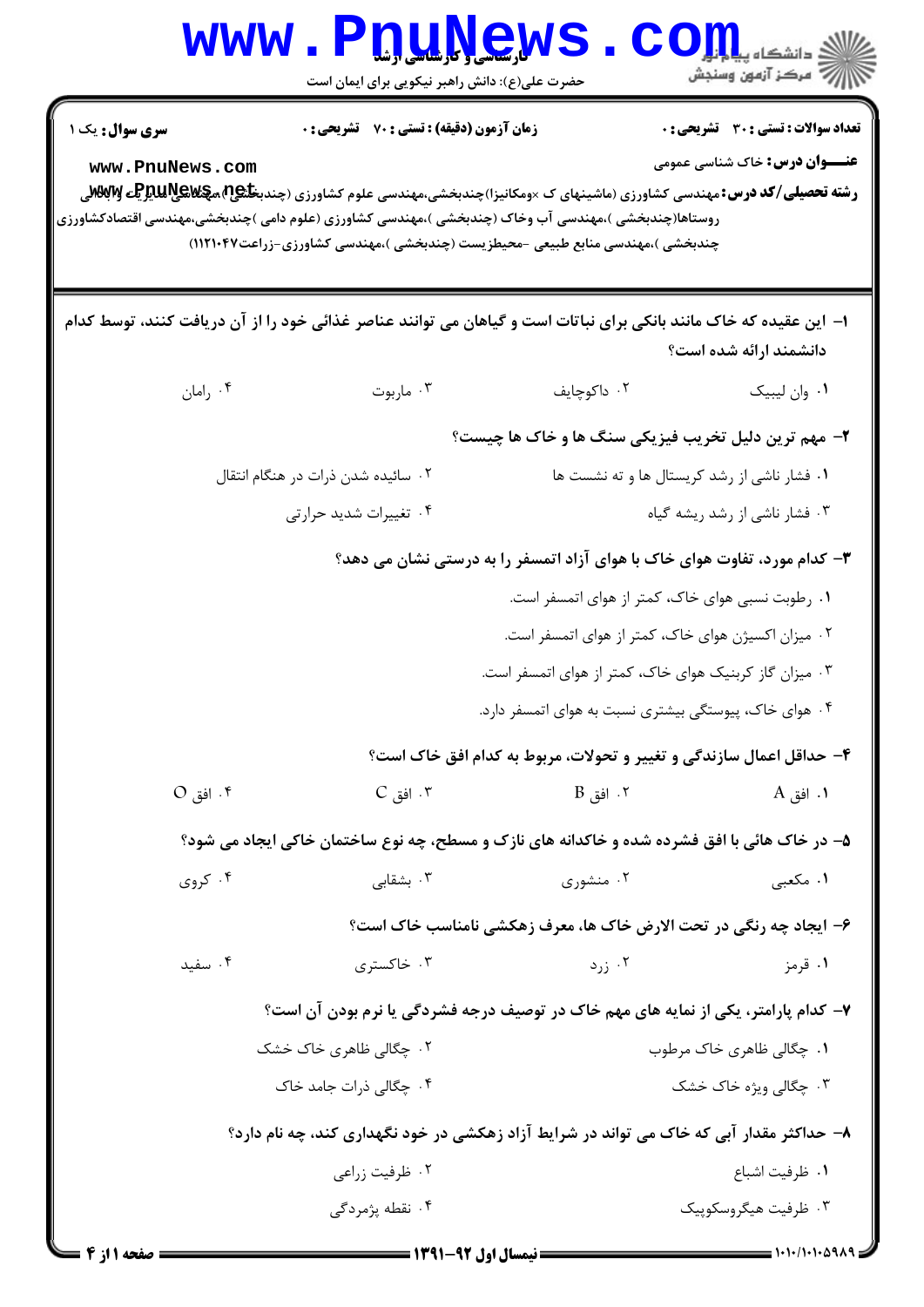**سری سوال:** یک ۱ | **زمان آزمون (دقیقه) : تستی : ۷۰ تشریحی : ۰** | **تعداد سوالات : تستی : ۳۰ تشریحی : ۰**

**عنـــوان درس:** خاک شناسی عمومی

**رشته تحصیلی/کد درس:** مهندسی کشاورزی (ماشینهای ک ×ومکانیزا)چندبخشی،مهندسی علوم کشاورزی (چندبخشی)،مهندسی مدیریت وآبادانی روستاها(چندبخشی )،مهندسی آب وخاک (چندبخشی )،مهندسی کشاورزی (علوم دامی )چندبخشی،مهندسی اقتصادکشاورزی چندبخشی )،مهندسی منابع طبیعی -محیطزیست (چندبخشی )،مهندسی کشاورزی-زراعت۱۱۲۱۰۴۷)

۱- این عقیده که خاک مانند بانکی برای نباتات است و گیاهان می توانند عناصر غذائی خود را از آن دریافت کنند، توسط کدام دانشمند ارائه شده است؟

۱. وان لیبیک
۲. داکوچایف
۳. ماربوت
۴. رامان

۲- مهم ترین دلیل تخریب فیزیکی سنگ ها و خاک ها چیست؟

۱. فشار ناشی از رشد کریستال ها و ته نشست ها
۲. سائیده شدن ذرات در هنگام انتقال
۳. فشار ناشی از رشد ریشه گیاه
۴. تغییرات شدید حرارتی

۳- کدام مورد، تفاوت هوای خاک با هوای آزاد اتمسفر را به درستی نشان می دهد؟

۱. رطوبت نسبی هوای خاک، کمتر از هوای اتمسفر است.
۲. میزان اکسیژن هوای خاک، کمتر از هوای اتمسفر است.
۳. میزان گاز کربنیک هوای خاک، کمتر از هوای اتمسفر است.
۴. هوای خاک، پیوستگی بیشتری نسبت به هوای اتمسفر دارد.

۴- حداقل اعمال سازندگی و تغییر و تحولات، مربوط به کدام افق خاک است؟

۱. افق A
۲. افق B
۳. افق C
۴. افق O

۵- در خاک هائی با افق فشرده شده و خاکدانه های نازک و مسطح، چه نوع ساختمان خاکی ایجاد می شود؟

۱. مکعبی
۲. منشوری
۳. بشقابی
۴. کروی

۶- ایجاد چه رنگی در تحت الارض خاک ها، معرف زهکشی نامناسب خاک است؟

۱. قرمز
۲. زرد
۳. خاکستری
۴. سفید

۷- کدام پارامتر، یکی از نمایه های مهم خاک در توصیف درجه فشردگی یا نرم بودن آن است؟

۱. چگالی ظاهری خاک مرطوب
۲. چگالی ظاهری خاک خشک
۳. چگالی ویژه خاک خشک
۴. چگالی ذرات جامد خاک

۸- حداکثر مقدار آبی که خاک می تواند در شرایط آزاد زهکشی در خود نگهداری کند، چه نام دارد؟

۱. ظرفیت اشباع
۲. ظرفیت زراعی
۳. ظرفیت هیگروسکوپیک
۴. نقطه پژمردگی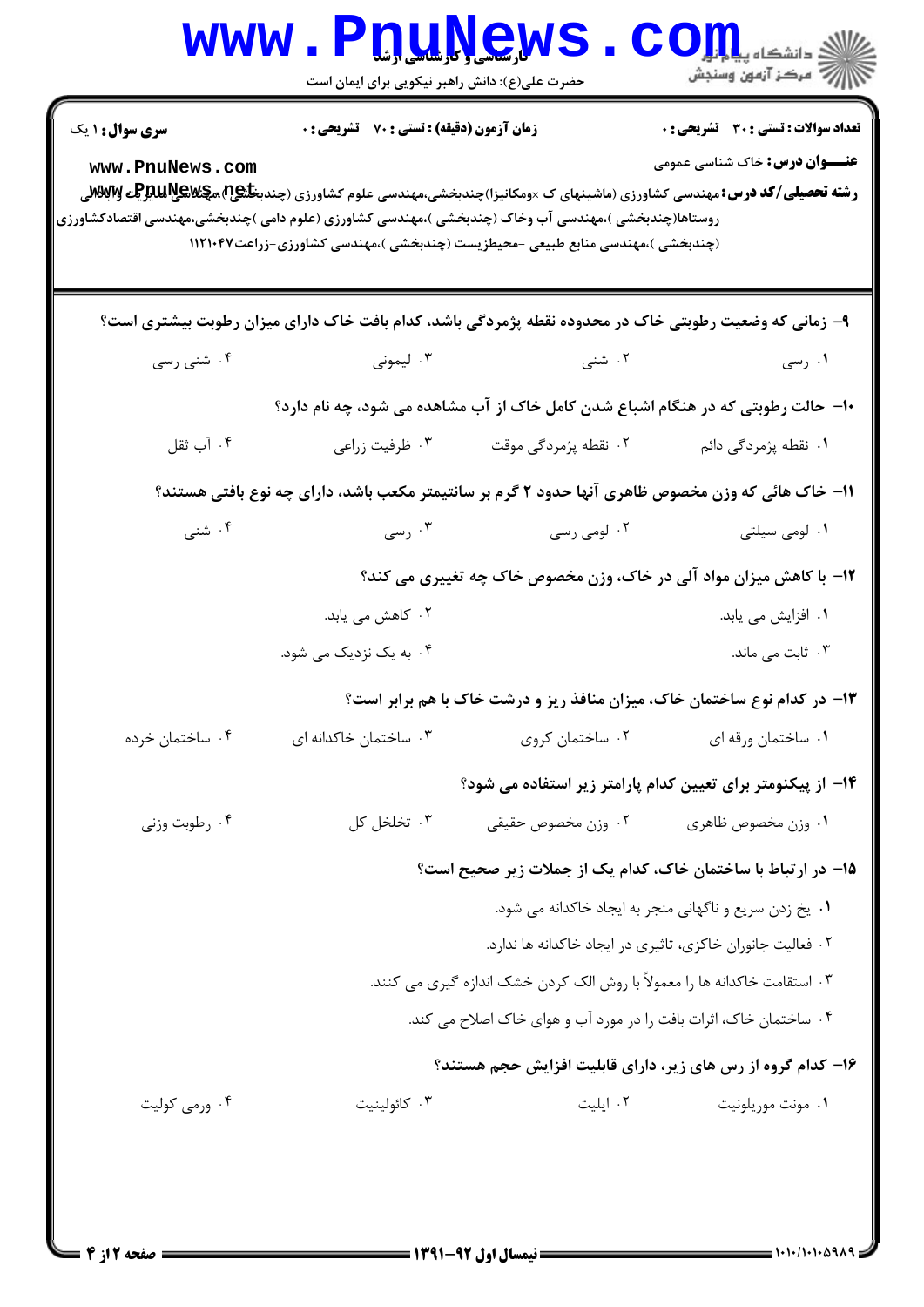**سری سوال:** ۱ یک

**زمان آزمون (دقیقه) : تستی : ۷۰ تشریحی : ۰**

**تعداد سوالات : تستی : ۳۰ تشریحی : ۰**

**عنـــوان درس:** خاک شناسی عمومی

**رشته تحصیلی/کد درس:** مهندسی کشاورزی (ماشینهای ک ×ومکانیزا)چندبخشی،مهندسی علوم کشاورزی (چندبخشی)،مهندسی مدیریت و آبادانی روستاها(چندبخشی )،مهندسی آب وخاک (چندبخشی )،مهندسی کشاورزی (علوم دامی )چندبخشی،مهندسی اقتصادکشاورزی (چندبخشی )،مهندسی منابع طبیعی -محیطزیست (چندبخشی )،مهندسی کشاورزی-زراعت۱۱۲۱۰۴۷

۹- زمانی که وضعیت رطوبتی خاک در محدوده نقطه پژمردگی باشد، کدام بافت خاک دارای میزان رطوبت بیشتری است؟

۱. رسی
۲. شنی
۳. لیمونی
۴. شنی رسی

۱۰- حالت رطوبتی که در هنگام اشباع شدن کامل خاک از آب مشاهده می شود، چه نام دارد؟

۱. نقطه پژمردگی دائم
۲. نقطه پژمردگی موقت
۳. ظرفیت زراعی
۴. آب ثقل

۱۱- خاک هائی که وزن مخصوص ظاهری آنها حدود ۲ گرم بر سانتیمتر مکعب باشد، دارای چه نوع بافتی هستند؟

۱. لومی سیلتی
۲. لومی رسی
۳. رسی
۴. شنی

۱۲- با کاهش میزان مواد آلی در خاک، وزن مخصوص خاک چه تغییری می کند؟

۱. افزایش می یابد.
۲. کاهش می یابد.
۳. ثابت می ماند.
۴. به یک نزدیک می شود.

۱۳- در کدام نوع ساختمان خاک، میزان منافذ ریز و درشت خاک با هم برابر است؟

۱. ساختمان ورقه ای
۲. ساختمان کروی
۳. ساختمان خاکدانه ای
۴. ساختمان خرده

۱۴- از پیکنومتر برای تعیین کدام پارامتر زیر استفاده می شود؟

۱. وزن مخصوص ظاهری
۲. وزن مخصوص حقیقی
۳. تخلخل کل
۴. رطوبت وزنی

۱۵- در ارتباط با ساختمان خاک، کدام یک از جملات زیر صحیح است؟

۱. یخ زدن سریع و ناگهانی منجر به ایجاد خاکدانه می شود.
۲. فعالیت جانوران خاکزی، تاثیری در ایجاد خاکدانه ها ندارد.
۳. استقامت خاکدانه ها را معمولاً با روش الک کردن خشک اندازه گیری می کنند.
۴. ساختمان خاک، اثرات بافت را در مورد آب و هوای خاک اصلاح می کند.

۱۶- کدام گروه از رس های زیر، دارای قابلیت افزایش حجم هستند؟

۱. مونت موریلونیت
۲. ایلیت
۳. کائولینیت
۴. ورمی کولیت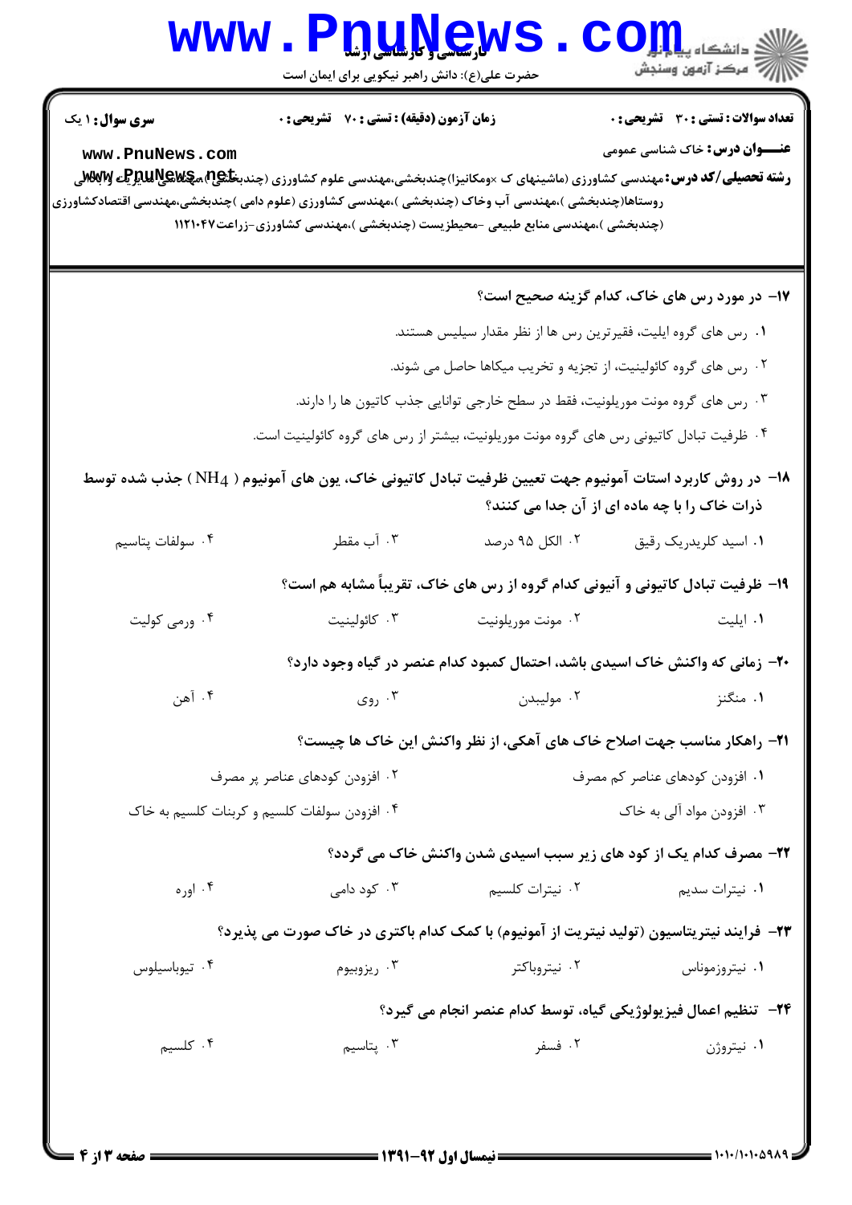**سری سوال:** ۱ یک

**زمان آزمون (دقیقه) : تستی : ۷۰ تشریحی : ۰**

**تعداد سوالات : تستی : ۳۰ تشریحی : ۰**

**عنـــوان درس:** خاک شناسی عمومی

**رشته تحصیلی/کد درس:** مهندسی کشاورزی (ماشینهای ک ×ومکانیزا)چندبخشی،مهندسی علوم کشاورزی (چندبخشی)،مهندسی مدیریت و آبادانی روستاها(چندبخشی )،مهندسی آب وخاک (چندبخشی )،مهندسی کشاورزی (علوم دامی )چندبخشی،مهندسی اقتصادکشاورزی (چندبخشی )،مهندسی منابع طبیعی -محیطزیست (چندبخشی )،مهندسی کشاورزی-زراعت۱۱۲۱۰۴۷

**۱۷- در مورد رس های خاک، کدام گزینه صحیح است؟**

۱. رس های گروه ایلیت، فقیرترین رس ها از نظر مقدار سیلیس هستند.

۲. رس های گروه کائولینیت، از تجزیه و تخریب میکاها حاصل می شوند.

۳. رس های گروه مونت موریلونیت، فقط در سطح خارجی توانایی جذب کاتیون ها را دارند.

۴. ظرفیت تبادل کاتیونی رس های گروه مونت موریلونیت، بیشتر از رس های گروه کائولینیت است.

**۱۸- در روش کاربرد استات آمونیوم جهت تعیین ظرفیت تبادل کاتیونی خاک، یون های آمونیوم ( $NH_4$ ) جذب شده توسط ذرات خاک را با چه ماده ای از آن جدا می کنند؟**

۱. اسید کلریدریک رقیق
۲. الکل ۹۵ درصد
۳. آب مقطر
۴. سولفات پتاسیم

**۱۹- ظرفیت تبادل کاتیونی و آنیونی کدام گروه از رس های خاک، تقریباً مشابه هم است؟**

۱. ایلیت
۲. مونت موریلونیت
۳. کائولینیت
۴. ورمی کولیت

**۲۰- زمانی که واکنش خاک اسیدی باشد، احتمال کمبود کدام عنصر در گیاه وجود دارد؟**

۱. منگنز
۲. مولیبدن
۳. روی
۴. آهن

**۲۱- راهکار مناسب جهت اصلاح خاک های آهکی، از نظر واکنش این خاک ها چیست؟**

۱. افزودن کودهای عناصر کم مصرف
۲. افزودن کودهای عناصر پر مصرف
۳. افزودن مواد آلی به خاک
۴. افزودن سولفات کلسیم و کربنات کلسیم به خاک

**۲۲- مصرف کدام یک از کود های زیر سبب اسیدی شدن واکنش خاک می گردد؟**

۱. نیترات سدیم
۲. نیترات کلسیم
۳. کود دامی
۴. اوره

**۲۳- فرایند نیتریتاسیون (تولید نیتریت از آمونیوم) با کمک کدام باکتری در خاک صورت می پذیرد؟**

۱. نیتروزموناس
۲. نیتروباکتر
۳. ریزوبیوم
۴. تیوباسیلوس

**۲۴- تنظیم اعمال فیزیولوژیکی گیاه، توسط کدام عنصر انجام می گیرد؟**

۱. نیتروژن
۲. فسفر
۳. پتاسیم
۴. کلسیم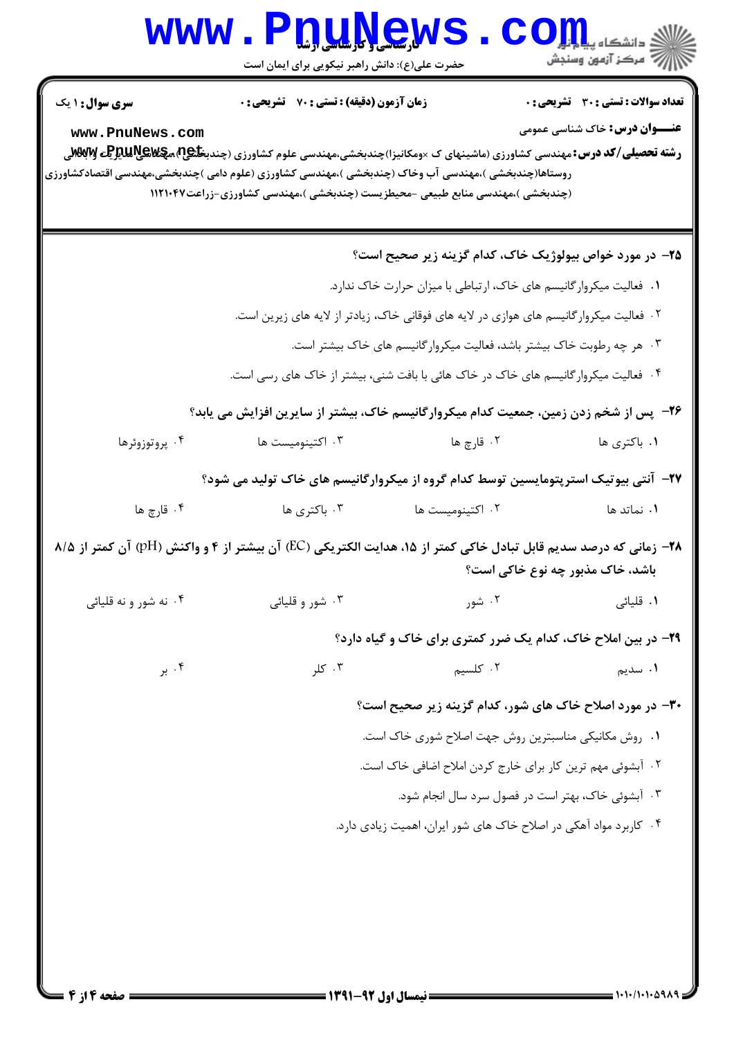**سری سؤال:** ۱ یک

**زمان آزمون (دقیقه) :** تستی : ۷۰ تشریحی : ۰

**تعداد سوالات :** تستی : ۳۰ تشریحی : ۰

**عنـــوان درس:** خاک شناسی عمومی

**رشته تحصیلی/کد درس:** مهندسی کشاورزی (ماشینهای ک ×ومکانیزا)چندبخشی،مهندسی علوم کشاورزی (چندبخشی)،مهندسی مدیریت وآبادانی روستاها(چندبخشی )،مهندسی آب وخاک (چندبخشی )،مهندسی کشاورزی (علوم دامی )چندبخشی،مهندسی اقتصادکشاورزی (چندبخشی )،مهندسی منابع طبیعی -محیطزیست (چندبخشی )،مهندسی کشاورزی-زراعت۱۱۲۱۰۴۷

**۲۵- در مورد خواص بیولوژیک خاک، کدام گزینه زیر صحیح است؟**

۱. فعالیت میکروارگانیسم های خاک، ارتباطی با میزان حرارت خاک ندارد.

۲. فعالیت میکروارگانیسم های هوازی در لایه های فوقانی خاک، زیادتر از لایه های زیرین است.

۳. هر چه رطوبت خاک بیشتر باشد، فعالیت میکروارگانیسم های خاک بیشتر است.

۴. فعالیت میکروارگانیسم های خاک در خاک هائی با بافت شنی، بیشتر از خاک های رسی است.

**۲۶- پس از شخم زدن زمین، جمعیت کدام میکروارگانیسم خاک، بیشتر از سایرین افزایش می یابد؟**

۱. باکتری ها ۲. قارچ ها ۳. اکتینومیست ها ۴. پروتوزوئرها

**۲۷- آنتی بیوتیک استرپتومایسین توسط کدام گروه از میکروارگانیسم های خاک تولید می شود؟**

۱. نماتد ها ۲. اکتینومیست ها ۳. باکتری ها ۴. قارچ ها

**۲۸- زمانی که درصد سدیم قابل تبادل خاکی کمتر از ۱۵، هدایت الکتریکی (EC) آن بیشتر از ۴ و واکنش (pH) آن کمتر از ۸/۵ باشد، خاک مذبور چه نوع خاکی است؟**

۱. قلیائی ۲. شور ۳. شور و قلیائی ۴. نه شور و نه قلیائی

**۲۹- در بین املاح خاک، کدام یک ضرر کمتری برای خاک و گیاه دارد؟**

۱. سدیم ۲. کلسیم ۳. کلر ۴. بر

**۳۰- در مورد اصلاح خاک های شور، کدام گزینه زیر صحیح است؟**

۱. روش مکانیکی مناسبترین روش جهت اصلاح شوری خاک است.

۲. آبشوئی مهم ترین کار برای خارج کردن املاح اضافی خاک است.

۳. آبشوئی خاک، بهتر است در فصول سرد سال انجام شود.

۴. کاربرد مواد آهکی در اصلاح خاک های شور ایران، اهمیت زیادی دارد.